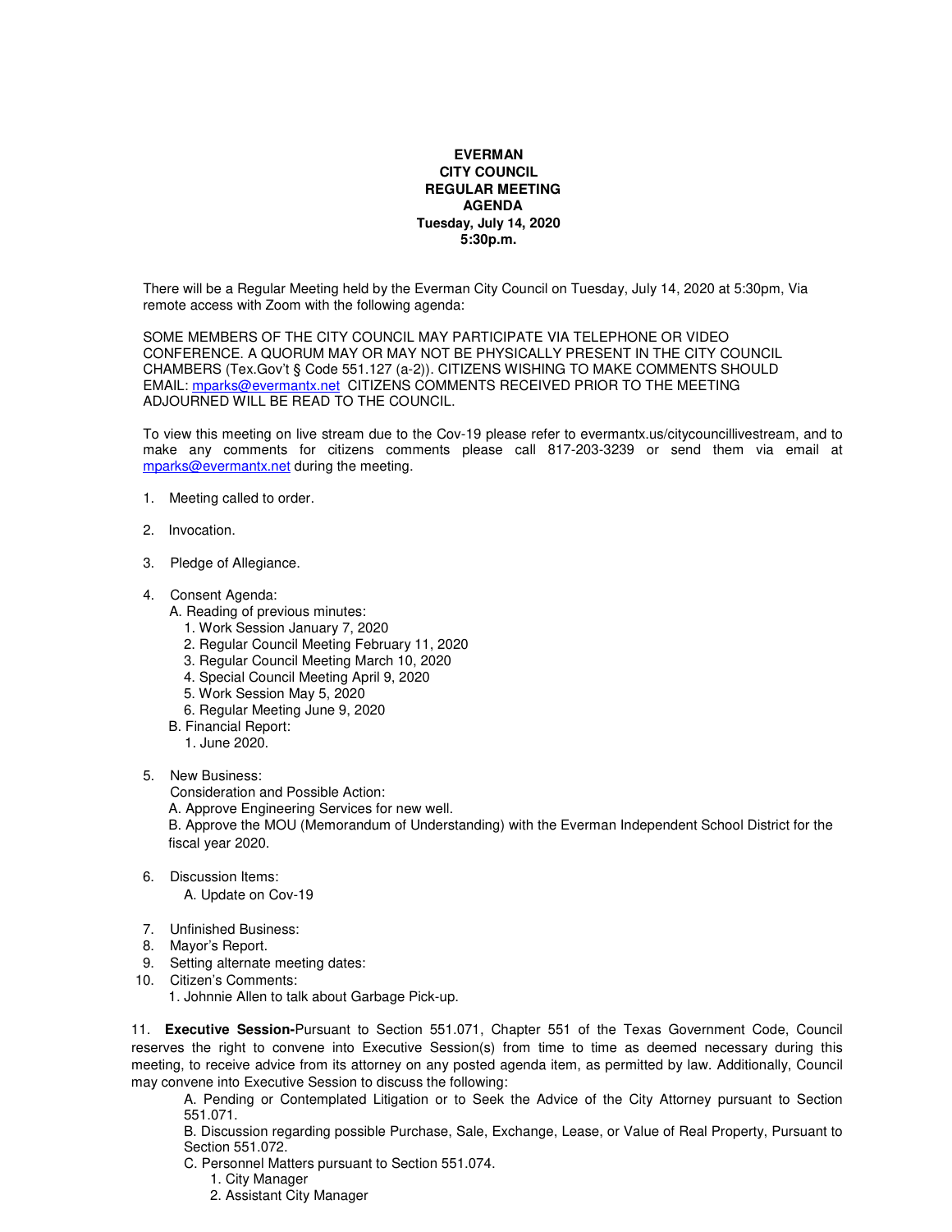# EVERMAN
## CITY COUNCIL
## REGULAR MEETING
## AGENDA
**Tuesday, July 14, 2020**
**5:30p.m.**

There will be a Regular Meeting held by the Everman City Council on Tuesday, July 14, 2020 at 5:30pm, Via remote access with Zoom with the following agenda:

SOME MEMBERS OF THE CITY COUNCIL MAY PARTICIPATE VIA TELEPHONE OR VIDEO CONFERENCE. A QUORUM MAY OR MAY NOT BE PHYSICALLY PRESENT IN THE CITY COUNCIL CHAMBERS (Tex.Gov't § Code 551.127 (a-2)). CITIZENS WISHING TO MAKE COMMENTS SHOULD EMAIL: mparks@evermantx.net CITIZENS COMMENTS RECEIVED PRIOR TO THE MEETING ADJOURNED WILL BE READ TO THE COUNCIL.

To view this meeting on live stream due to the Cov-19 please refer to evermantx.us/citycouncillivestream, and to make any comments for citizens comments please call 817-203-3239 or send them via email at mparks@evermantx.net during the meeting.

1. Meeting called to order.

2. Invocation.

3. Pledge of Allegiance.

4. Consent Agenda:
   A. Reading of previous minutes:
      1. Work Session January 7, 2020
      2. Regular Council Meeting February 11, 2020
      3. Regular Council Meeting March 10, 2020
      4. Special Council Meeting April 9, 2020
      5. Work Session May 5, 2020
      6. Regular Meeting June 9, 2020
   B. Financial Report:
      1. June 2020.

5. New Business:
   Consideration and Possible Action:
   A. Approve Engineering Services for new well.
   B. Approve the MOU (Memorandum of Understanding) with the Everman Independent School District for the fiscal year 2020.

6. Discussion Items:
   A. Update on Cov-19

7. Unfinished Business:
8. Mayor's Report.
9. Setting alternate meeting dates:
10. Citizen's Comments:
    1. Johnnie Allen to talk about Garbage Pick-up.

11. **Executive Session-**Pursuant to Section 551.071, Chapter 551 of the Texas Government Code, Council reserves the right to convene into Executive Session(s) from time to time as deemed necessary during this meeting, to receive advice from its attorney on any posted agenda item, as permitted by law. Additionally, Council may convene into Executive Session to discuss the following:
    A. Pending or Contemplated Litigation or to Seek the Advice of the City Attorney pursuant to Section 551.071.
    B. Discussion regarding possible Purchase, Sale, Exchange, Lease, or Value of Real Property, Pursuant to Section 551.072.
    C. Personnel Matters pursuant to Section 551.074.
       1. City Manager
       2. Assistant City Manager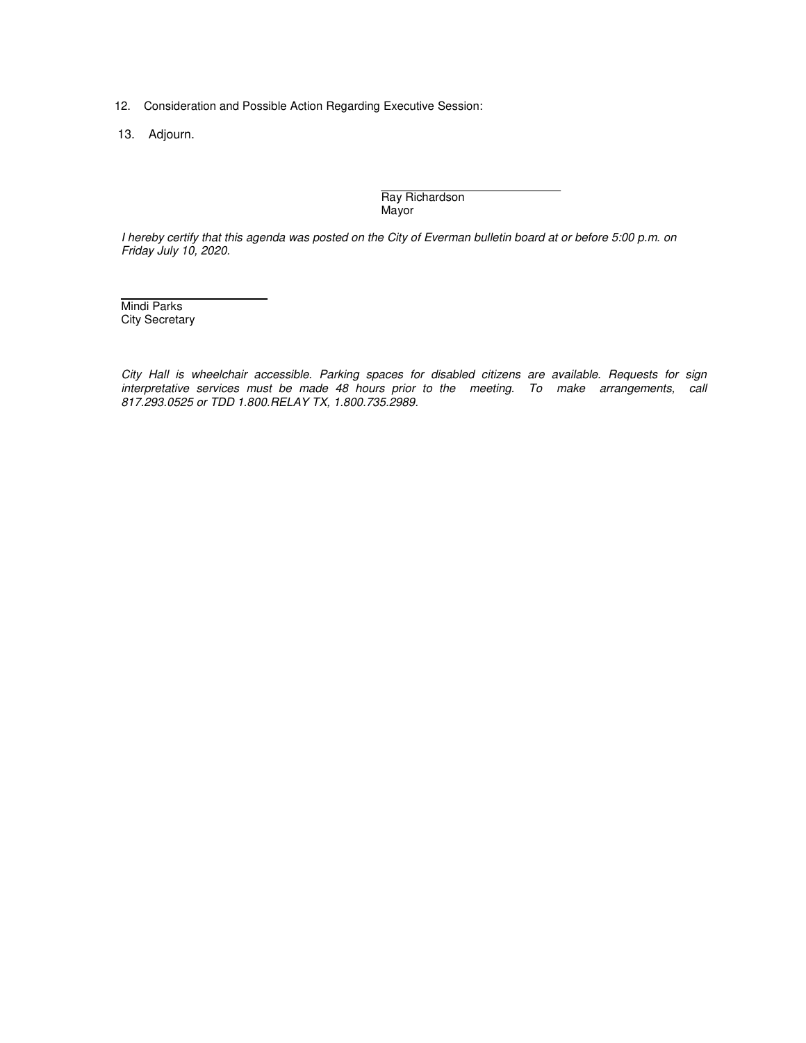12. Consideration and Possible Action Regarding Executive Session:

13. Adjourn.

Ray Richardson
Mayor

*I hereby certify that this agenda was posted on the City of Everman bulletin board at or before 5:00 p.m. on Friday July 10, 2020.*

Mindi Parks
City Secretary

*City Hall is wheelchair accessible. Parking spaces for disabled citizens are available. Requests for sign interpretative services must be made 48 hours prior to the meeting. To make arrangements, call 817.293.0525 or TDD 1.800.RELAY TX, 1.800.735.2989.*